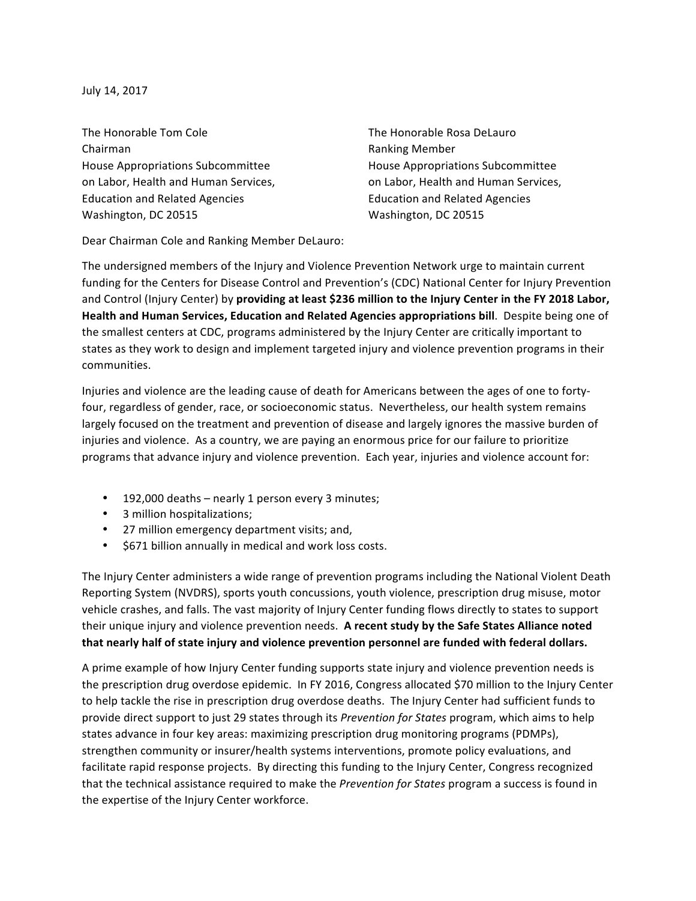July 14, 2017

The Honorable Tom Cole
Chairman
House Appropriations Subcommittee
on Labor, Health and Human Services,
Education and Related Agencies
Washington, DC 20515

The Honorable Rosa DeLauro
Ranking Member
House Appropriations Subcommittee
on Labor, Health and Human Services,
Education and Related Agencies
Washington, DC 20515

Dear Chairman Cole and Ranking Member DeLauro:

The undersigned members of the Injury and Violence Prevention Network urge to maintain current funding for the Centers for Disease Control and Prevention's (CDC) National Center for Injury Prevention and Control (Injury Center) by **providing at least $236 million to the Injury Center in the FY 2018 Labor, Health and Human Services, Education and Related Agencies appropriations bill**. Despite being one of the smallest centers at CDC, programs administered by the Injury Center are critically important to states as they work to design and implement targeted injury and violence prevention programs in their communities.

Injuries and violence are the leading cause of death for Americans between the ages of one to forty-four, regardless of gender, race, or socioeconomic status. Nevertheless, our health system remains largely focused on the treatment and prevention of disease and largely ignores the massive burden of injuries and violence. As a country, we are paying an enormous price for our failure to prioritize programs that advance injury and violence prevention. Each year, injuries and violence account for:

- 192,000 deaths – nearly 1 person every 3 minutes;
- 3 million hospitalizations;
- 27 million emergency department visits; and,
- $671 billion annually in medical and work loss costs.

The Injury Center administers a wide range of prevention programs including the National Violent Death Reporting System (NVDRS), sports youth concussions, youth violence, prescription drug misuse, motor vehicle crashes, and falls. The vast majority of Injury Center funding flows directly to states to support their unique injury and violence prevention needs. **A recent study by the Safe States Alliance noted that nearly half of state injury and violence prevention personnel are funded with federal dollars.**

A prime example of how Injury Center funding supports state injury and violence prevention needs is the prescription drug overdose epidemic. In FY 2016, Congress allocated $70 million to the Injury Center to help tackle the rise in prescription drug overdose deaths. The Injury Center had sufficient funds to provide direct support to just 29 states through its *Prevention for States* program, which aims to help states advance in four key areas: maximizing prescription drug monitoring programs (PDMPs), strengthen community or insurer/health systems interventions, promote policy evaluations, and facilitate rapid response projects. By directing this funding to the Injury Center, Congress recognized that the technical assistance required to make the *Prevention for States* program a success is found in the expertise of the Injury Center workforce.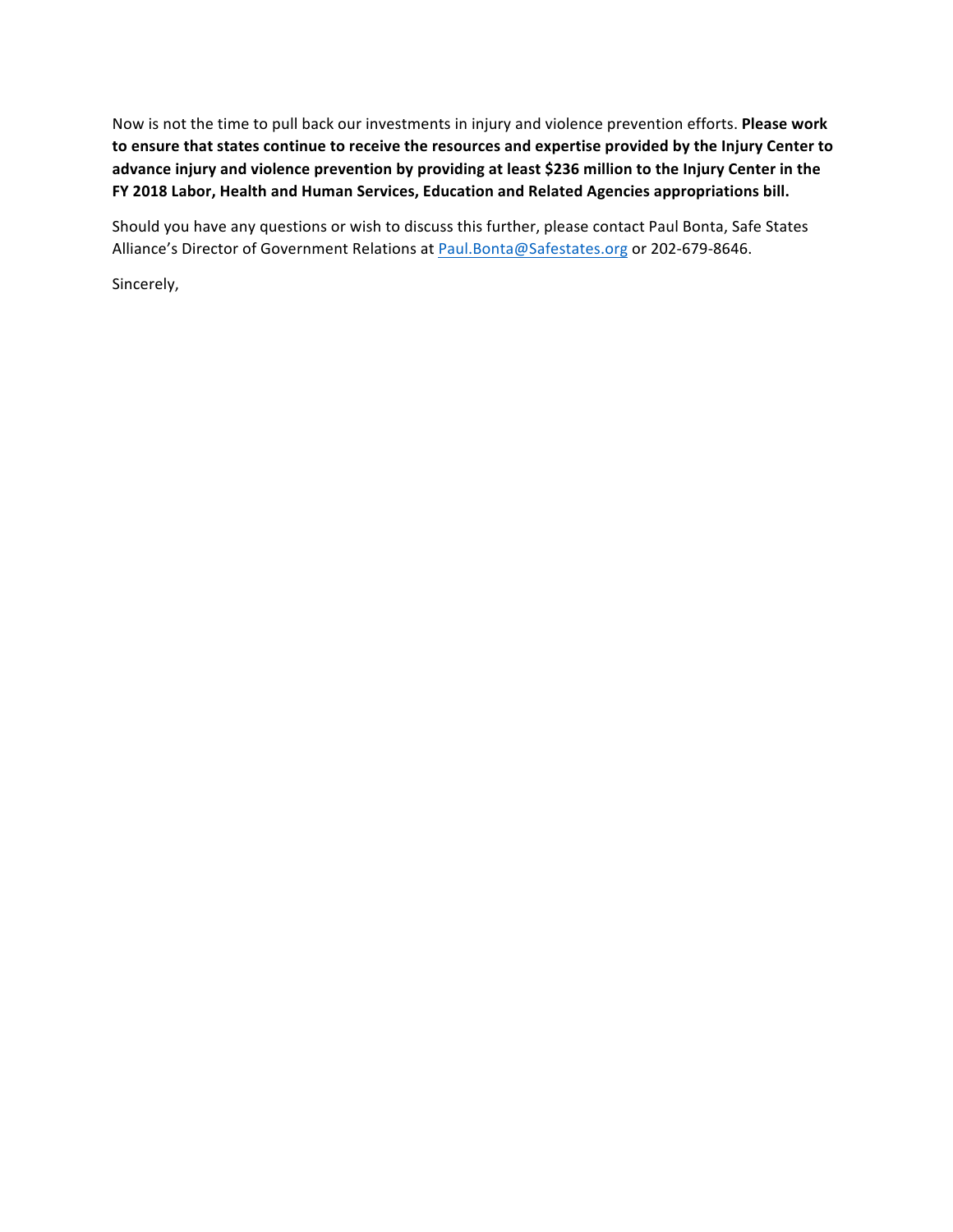Now is not the time to pull back our investments in injury and violence prevention efforts. **Please work to ensure that states continue to receive the resources and expertise provided by the Injury Center to advance injury and violence prevention by providing at least $236 million to the Injury Center in the FY 2018 Labor, Health and Human Services, Education and Related Agencies appropriations bill.**

Should you have any questions or wish to discuss this further, please contact Paul Bonta, Safe States Alliance's Director of Government Relations at Paul.Bonta@Safestates.org or 202-679-8646.

Sincerely,